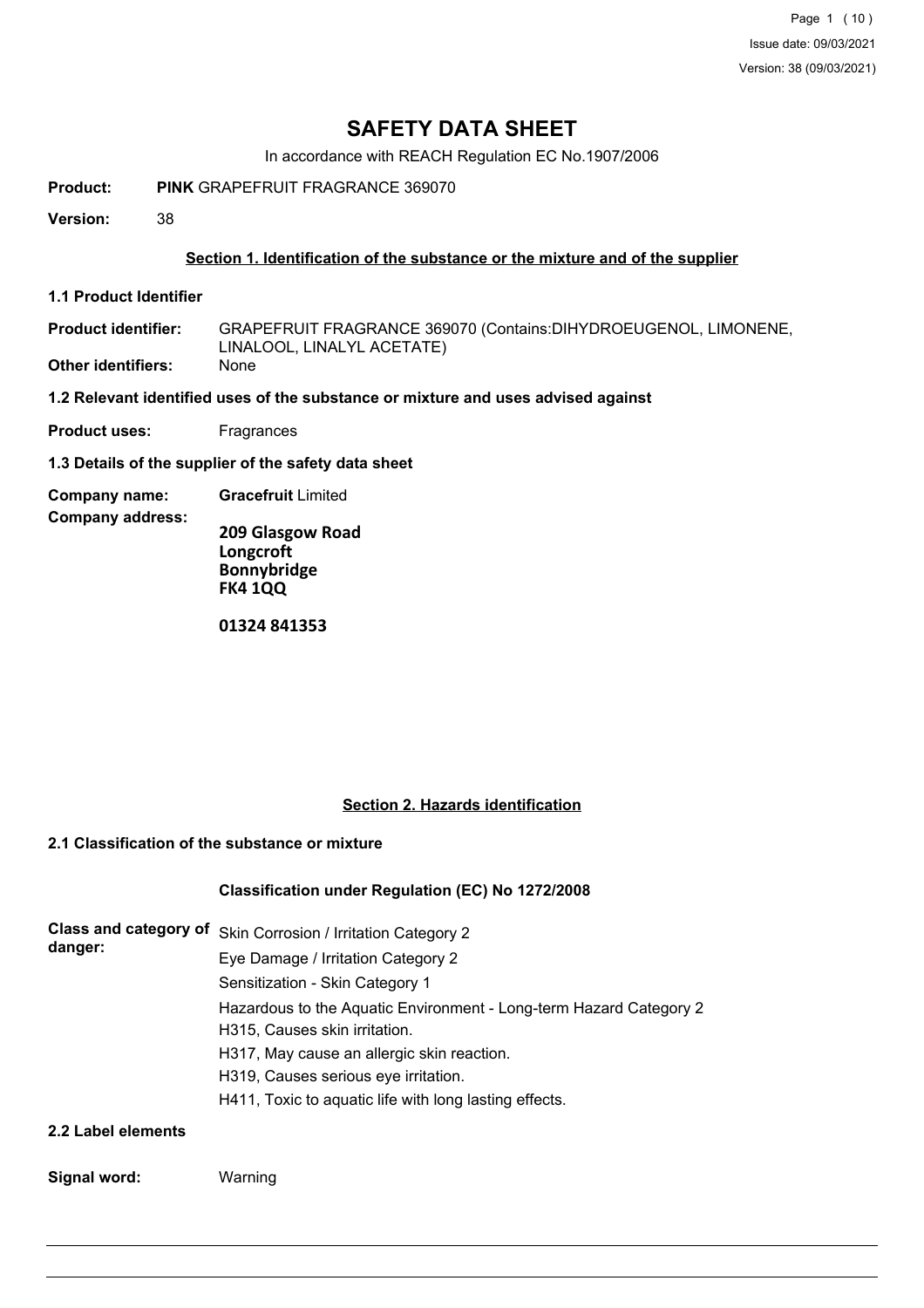# SAFETY DATA SHEET

In accordance with REACH Regulation EC No.1907/2006

**Product:** **PINK** GRAPEFRUIT FRAGRANCE 369070

**Version:** 38

## Section 1. Identification of the substance or the mixture and of the supplier

**1.1 Product Identifier**

**Product identifier:** GRAPEFRUIT FRAGRANCE 369070 (Contains:DIHYDROEUGENOL, LIMONENE, LINALOOL, LINALYL ACETATE)

**Other identifiers:** None

**1.2 Relevant identified uses of the substance or mixture and uses advised against**

**Product uses:** Fragrances

**1.3 Details of the supplier of the safety data sheet**

**Company name:** **Gracefruit** Limited

**Company address:**

**209 Glasgow Road**
**Longcroft**
**Bonnybridge**
**FK4 1QQ**

**01324 841353**

## Section 2. Hazards identification

**2.1 Classification of the substance or mixture**

**Classification under Regulation (EC) No 1272/2008**

**Class and category of danger:**

Skin Corrosion / Irritation Category 2
Eye Damage / Irritation Category 2
Sensitization - Skin Category 1
Hazardous to the Aquatic Environment - Long-term Hazard Category 2
H315, Causes skin irritation.
H317, May cause an allergic skin reaction.
H319, Causes serious eye irritation.
H411, Toxic to aquatic life with long lasting effects.

**2.2 Label elements**

**Signal word:** Warning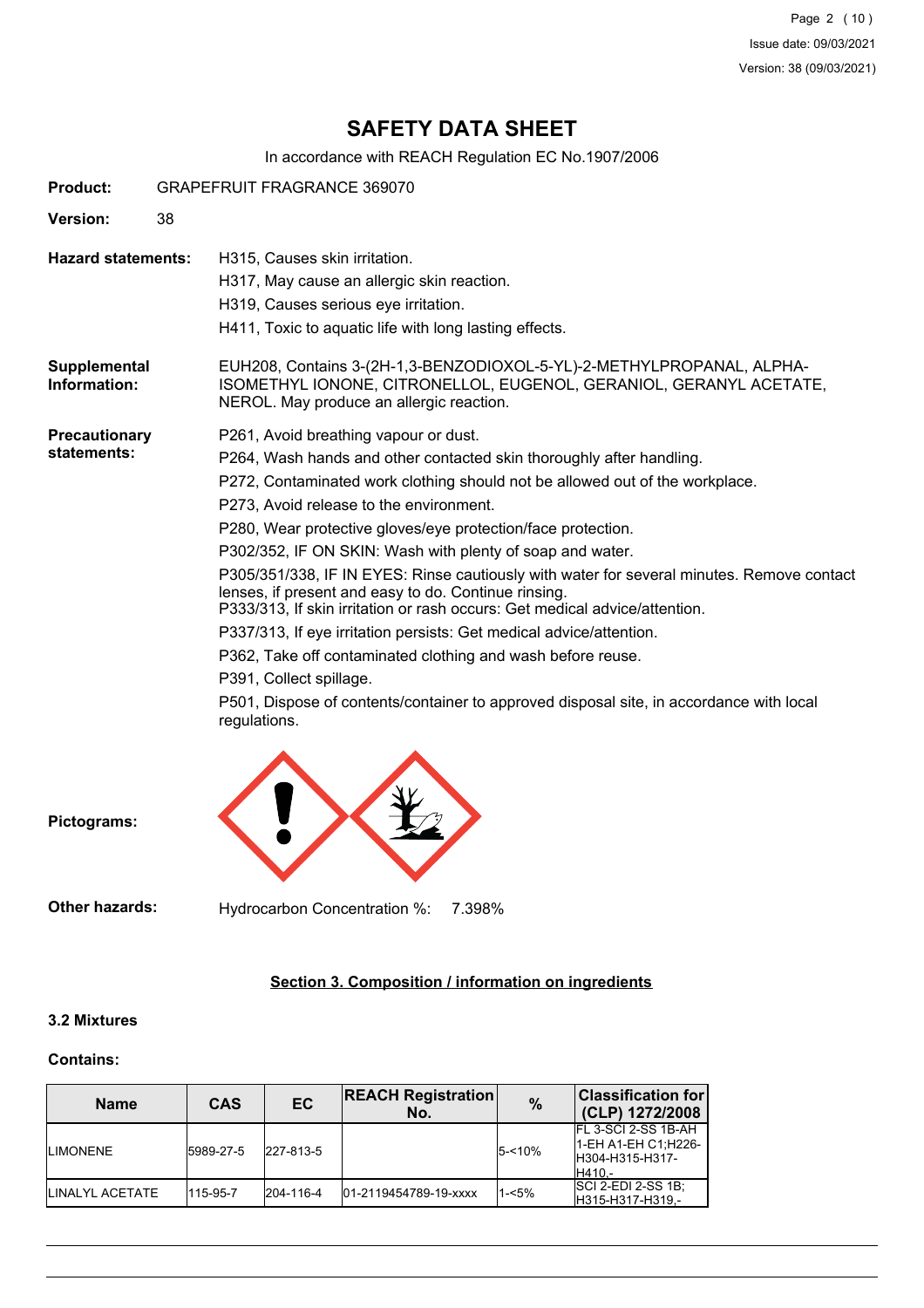# SAFETY DATA SHEET

In accordance with REACH Regulation EC No.1907/2006

**Product:** GRAPEFRUIT FRAGRANCE 369070

**Version:** 38

**Hazard statements:**

H315, Causes skin irritation.
H317, May cause an allergic skin reaction.
H319, Causes serious eye irritation.
H411, Toxic to aquatic life with long lasting effects.

**Supplemental Information:**

EUH208, Contains 3-(2H-1,3-BENZODIOXOL-5-YL)-2-METHYLPROPANAL, ALPHA-ISOMETHYL IONONE, CITRONELLOL, EUGENOL, GERANIOL, GERANYL ACETATE, NEROL. May produce an allergic reaction.

**Precautionary statements:**

P261, Avoid breathing vapour or dust.
P264, Wash hands and other contacted skin thoroughly after handling.
P272, Contaminated work clothing should not be allowed out of the workplace.
P273, Avoid release to the environment.
P280, Wear protective gloves/eye protection/face protection.
P302/352, IF ON SKIN: Wash with plenty of soap and water.
P305/351/338, IF IN EYES: Rinse cautiously with water for several minutes. Remove contact lenses, if present and easy to do. Continue rinsing.
P333/313, If skin irritation or rash occurs: Get medical advice/attention.
P337/313, If eye irritation persists: Get medical advice/attention.
P362, Take off contaminated clothing and wash before reuse.
P391, Collect spillage.
P501, Dispose of contents/container to approved disposal site, in accordance with local regulations.

**Pictograms:**

**Other hazards:** Hydrocarbon Concentration %: 7.398%

## Section 3. Composition / information on ingredients

### 3.2 Mixtures

**Contains:**

| Name | CAS | EC | REACH Registration No. | % | Classification for (CLP) 1272/2008 |
|---|---|---|---|---|---|
| LIMONENE | 5989-27-5 | 227-813-5 | | 5-<10% | FL 3-SCI 2-SS 1B-AH 1-EH A1-EH C1;H226-H304-H315-H317-H410,- |
| LINALYL ACETATE | 115-95-7 | 204-116-4 | 01-2119454789-19-xxxx | 1-<5% | SCI 2-EDI 2-SS 1B;H315-H317-H319,- |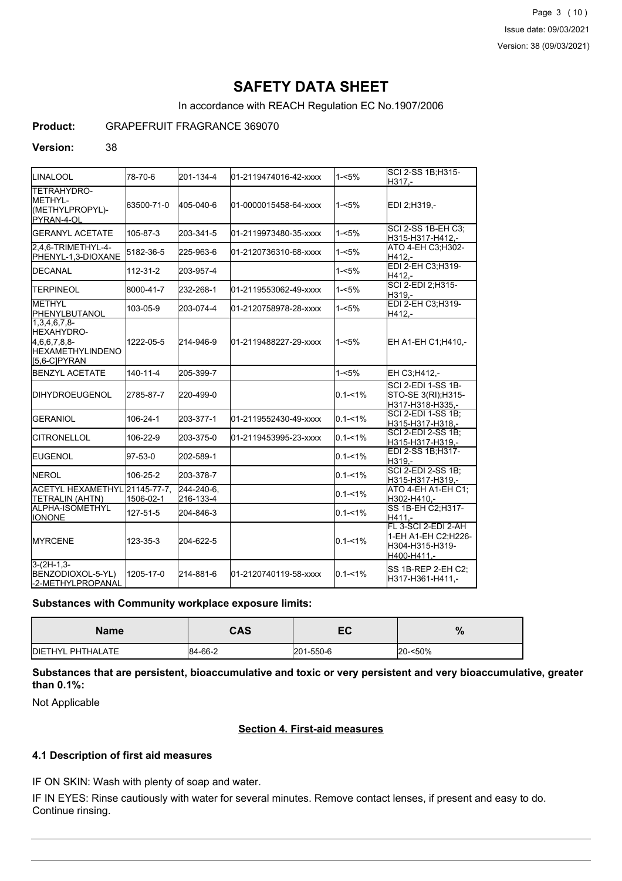# SAFETY DATA SHEET

In accordance with REACH Regulation EC No.1907/2006

**Product:** GRAPEFRUIT FRAGRANCE 369070

**Version:** 38

| | | | | | |
|---|---|---|---|---|---|
| LINALOOL | 78-70-6 | 201-134-4 | 01-2119474016-42-xxxx | 1-<5% | SCI 2-SS 1B;H315-H317,- |
| TETRAHYDRO-METHYL-(METHYLPROPYL)-PYRAN-4-OL | 63500-71-0 | 405-040-6 | 01-0000015458-64-xxxx | 1-<5% | EDI 2;H319,- |
| GERANYL ACETATE | 105-87-3 | 203-341-5 | 01-2119973480-35-xxxx | 1-<5% | SCI 2-SS 1B-EH C3;H315-H317-H412,- |
| 2,4,6-TRIMETHYL-4-PHENYL-1,3-DIOXANE | 5182-36-5 | 225-963-6 | 01-2120736310-68-xxxx | 1-<5% | ATO 4-EH C3;H302-H412,- |
| DECANAL | 112-31-2 | 203-957-4 | | 1-<5% | EDI 2-EH C3;H319-H412,- |
| TERPINEOL | 8000-41-7 | 232-268-1 | 01-2119553062-49-xxxx | 1-<5% | SCI 2-EDI 2;H315-H319,- |
| METHYL PHENYLBUTANOL | 103-05-9 | 203-074-4 | 01-2120758978-28-xxxx | 1-<5% | EDI 2-EH C3;H319-H412,- |
| 1,3,4,6,7,8-HEXAHYDRO-4,6,6,7,8,8-HEXAMETHYLINDENO [5,6-C]PYRAN | 1222-05-5 | 214-946-9 | 01-2119488227-29-xxxx | 1-<5% | EH A1-EH C1;H410,- |
| BENZYL ACETATE | 140-11-4 | 205-399-7 | | 1-<5% | EH C3;H412,- |
| DIHYDROEUGENOL | 2785-87-7 | 220-499-0 | | 0.1-<1% | SCI 2-EDI 1-SS 1B-STO-SE 3(RI);H315-H317-H318-H335,- |
| GERANIOL | 106-24-1 | 203-377-1 | 01-2119552430-49-xxxx | 0.1-<1% | SCI 2-EDI 1-SS 1B;H315-H317-H318,- |
| CITRONELLOL | 106-22-9 | 203-375-0 | 01-2119453995-23-xxxx | 0.1-<1% | SCI 2-EDI 2-SS 1B;H315-H317-H319,- |
| EUGENOL | 97-53-0 | 202-589-1 | | 0.1-<1% | EDI 2-SS 1B;H317-H319,- |
| NEROL | 106-25-2 | 203-378-7 | | 0.1-<1% | SCI 2-EDI 2-SS 1B;H315-H317-H319,- |
| ACETYL HEXAMETHYL TETRALIN (AHTN) | 21145-77-7, 1506-02-1 | 244-240-6, 216-133-4 | | 0.1-<1% | ATO 4-EH A1-EH C1;H302-H410,- |
| ALPHA-ISOMETHYL IONONE | 127-51-5 | 204-846-3 | | 0.1-<1% | SS 1B-EH C2;H317-H411,- |
| MYRCENE | 123-35-3 | 204-622-5 | | 0.1-<1% | FL 3-SCI 2-EDI 2-AH 1-EH A1-EH C2;H226-H304-H315-H319-H400-H411,- |
| 3-(2H-1,3-BENZODIOXOL-5-YL)-2-METHYLPROPANAL | 1205-17-0 | 214-881-6 | 01-2120740119-58-xxxx | 0.1-<1% | SS 1B-REP 2-EH C2;H317-H361-H411,- |

**Substances with Community workplace exposure limits:**

| Name | CAS | EC | % |
|---|---|---|---|
| DIETHYL PHTHALATE | 84-66-2 | 201-550-6 | 20-<50% |

**Substances that are persistent, bioaccumulative and toxic or very persistent and very bioaccumulative, greater than 0.1%:**

Not Applicable

## Section 4. First-aid measures

### 4.1 Description of first aid measures

IF ON SKIN: Wash with plenty of soap and water.

IF IN EYES: Rinse cautiously with water for several minutes. Remove contact lenses, if present and easy to do. Continue rinsing.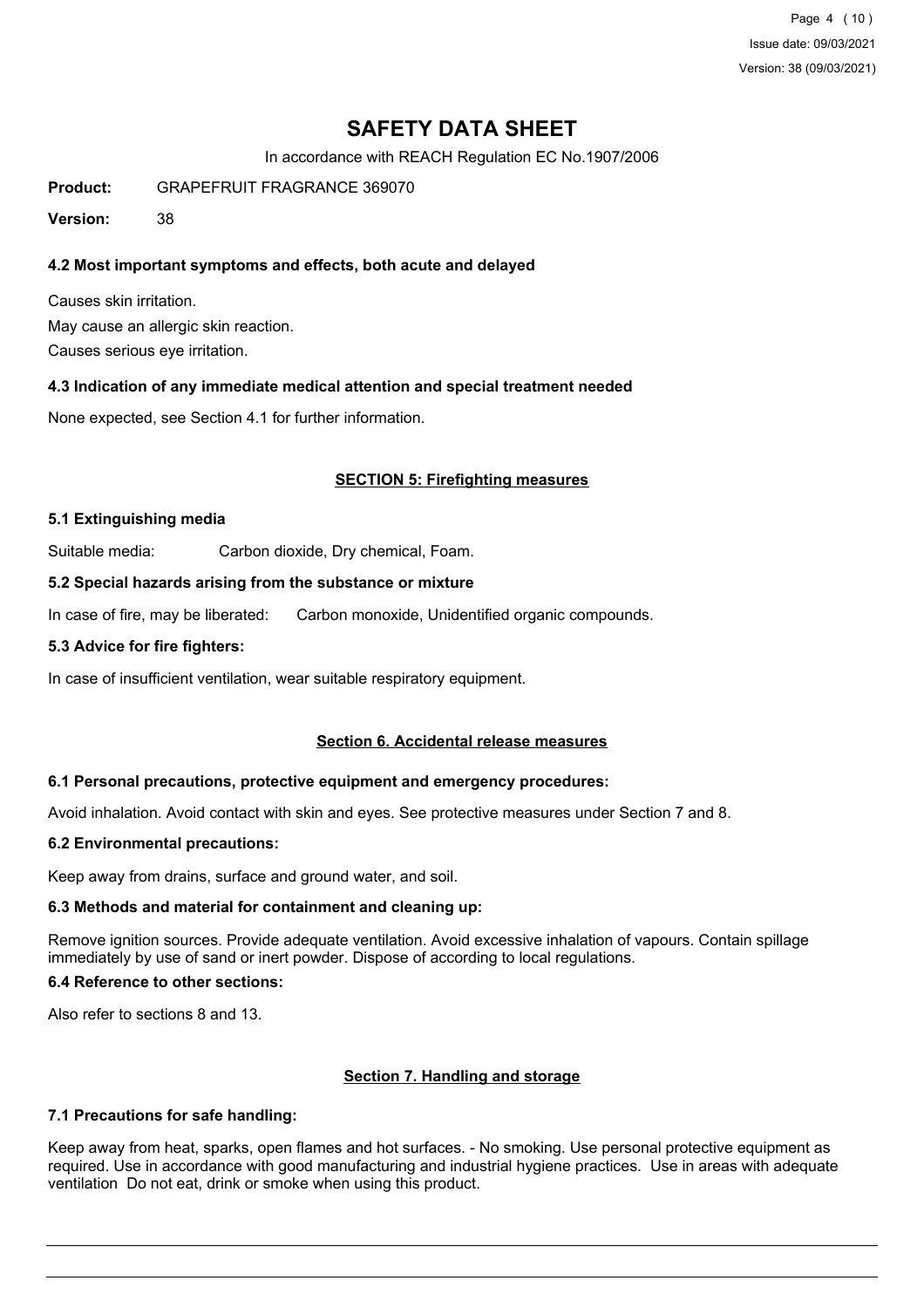# SAFETY DATA SHEET

In accordance with REACH Regulation EC No.1907/2006

**Product:** GRAPEFRUIT FRAGRANCE 369070

**Version:** 38

### 4.2 Most important symptoms and effects, both acute and delayed

Causes skin irritation.

May cause an allergic skin reaction.

Causes serious eye irritation.

### 4.3 Indication of any immediate medical attention and special treatment needed

None expected, see Section 4.1 for further information.

## SECTION 5: Firefighting measures

### 5.1 Extinguishing media

Suitable media: Carbon dioxide, Dry chemical, Foam.

### 5.2 Special hazards arising from the substance or mixture

In case of fire, may be liberated: Carbon monoxide, Unidentified organic compounds.

### 5.3 Advice for fire fighters:

In case of insufficient ventilation, wear suitable respiratory equipment.

## Section 6. Accidental release measures

### 6.1 Personal precautions, protective equipment and emergency procedures:

Avoid inhalation. Avoid contact with skin and eyes. See protective measures under Section 7 and 8.

### 6.2 Environmental precautions:

Keep away from drains, surface and ground water, and soil.

### 6.3 Methods and material for containment and cleaning up:

Remove ignition sources. Provide adequate ventilation. Avoid excessive inhalation of vapours. Contain spillage immediately by use of sand or inert powder. Dispose of according to local regulations.

### 6.4 Reference to other sections:

Also refer to sections 8 and 13.

## Section 7. Handling and storage

### 7.1 Precautions for safe handling:

Keep away from heat, sparks, open flames and hot surfaces. - No smoking. Use personal protective equipment as required. Use in accordance with good manufacturing and industrial hygiene practices. Use in areas with adequate ventilation Do not eat, drink or smoke when using this product.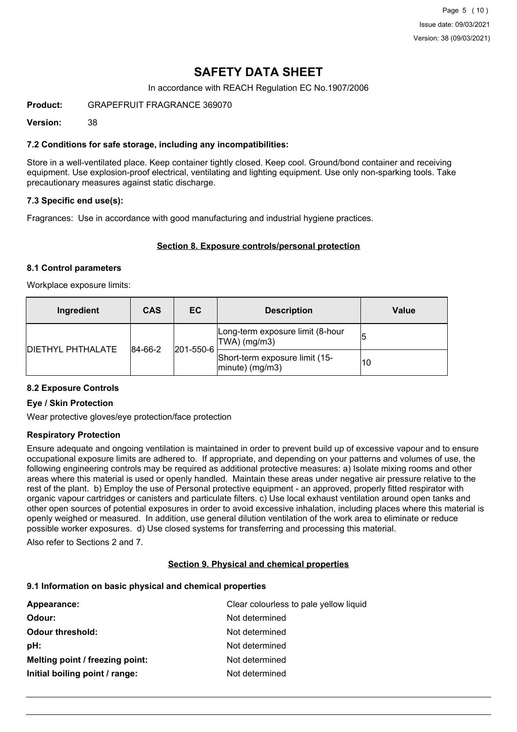# SAFETY DATA SHEET

In accordance with REACH Regulation EC No.1907/2006

**Product:** GRAPEFRUIT FRAGRANCE 369070

**Version:** 38

### 7.2 Conditions for safe storage, including any incompatibilities:

Store in a well-ventilated place. Keep container tightly closed. Keep cool. Ground/bond container and receiving equipment. Use explosion-proof electrical, ventilating and lighting equipment. Use only non-sparking tools. Take precautionary measures against static discharge.

### 7.3 Specific end use(s):

Fragrances: Use in accordance with good manufacturing and industrial hygiene practices.

## Section 8. Exposure controls/personal protection

### 8.1 Control parameters

Workplace exposure limits:

| Ingredient | CAS | EC | Description | Value |
|---|---|---|---|---|
| DIETHYL PHTHALATE | 84-66-2 | 201-550-6 | Long-term exposure limit (8-hour TWA) (mg/m3) | 5 |
| | | | Short-term exposure limit (15-minute) (mg/m3) | 10 |

### 8.2 Exposure Controls

**Eye / Skin Protection**

Wear protective gloves/eye protection/face protection

**Respiratory Protection**

Ensure adequate and ongoing ventilation is maintained in order to prevent build up of excessive vapour and to ensure occupational exposure limits are adhered to. If appropriate, and depending on your patterns and volumes of use, the following engineering controls may be required as additional protective measures: a) Isolate mixing rooms and other areas where this material is used or openly handled. Maintain these areas under negative air pressure relative to the rest of the plant. b) Employ the use of Personal protective equipment - an approved, properly fitted respirator with organic vapour cartridges or canisters and particulate filters. c) Use local exhaust ventilation around open tanks and other open sources of potential exposures in order to avoid excessive inhalation, including places where this material is openly weighed or measured. In addition, use general dilution ventilation of the work area to eliminate or reduce possible worker exposures. d) Use closed systems for transferring and processing this material.

Also refer to Sections 2 and 7.

## Section 9. Physical and chemical properties

### 9.1 Information on basic physical and chemical properties

**Appearance:** Clear colourless to pale yellow liquid

**Odour:** Not determined

**Odour threshold:** Not determined

**pH:** Not determined

**Melting point / freezing point:** Not determined

**Initial boiling point / range:** Not determined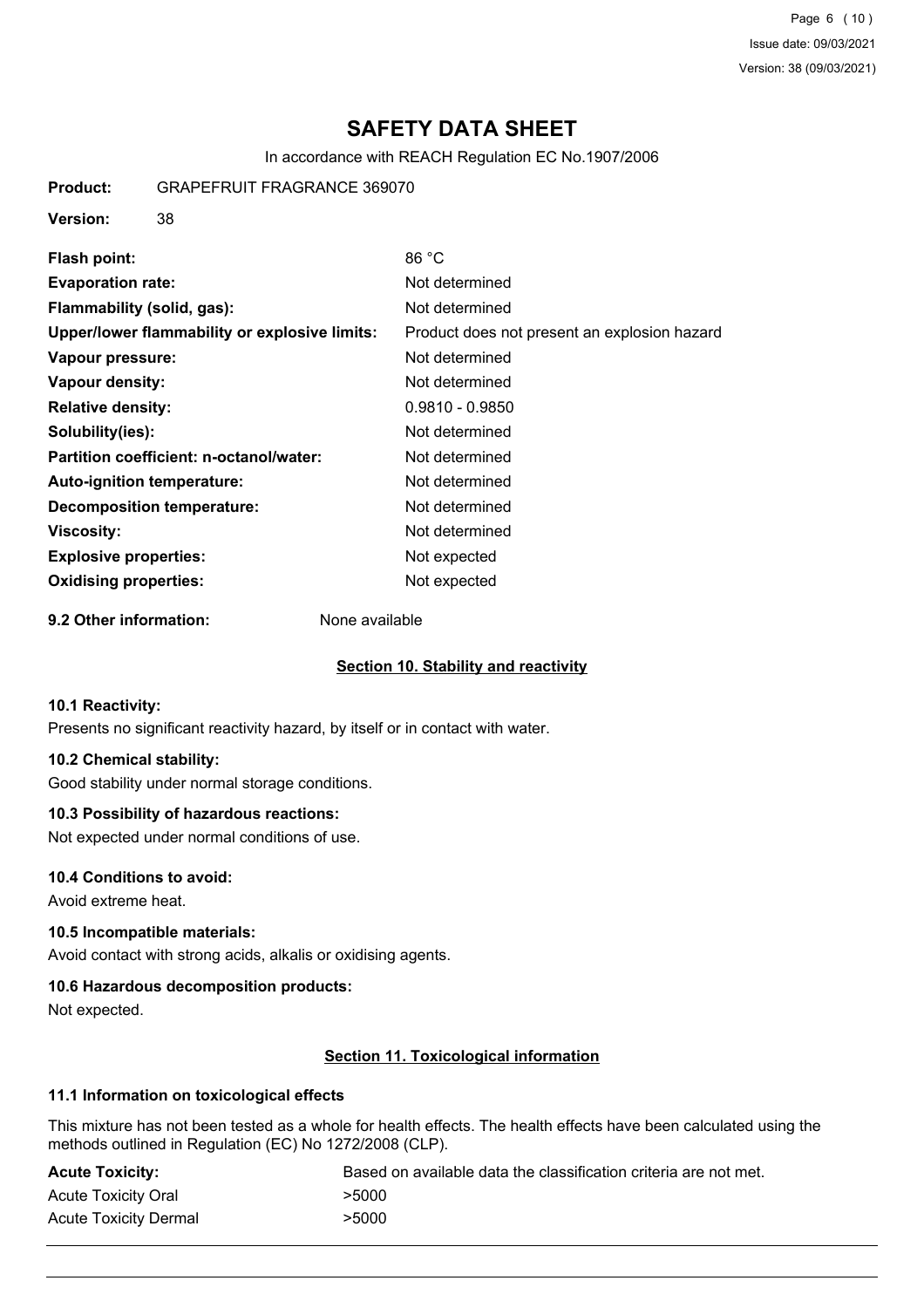# SAFETY DATA SHEET

In accordance with REACH Regulation EC No.1907/2006

**Product:** GRAPEFRUIT FRAGRANCE 369070

**Version:** 38

| | |
|---|---|
| **Flash point:** | 86 °C |
| **Evaporation rate:** | Not determined |
| **Flammability (solid, gas):** | Not determined |
| **Upper/lower flammability or explosive limits:** | Product does not present an explosion hazard |
| **Vapour pressure:** | Not determined |
| **Vapour density:** | Not determined |
| **Relative density:** | 0.9810 - 0.9850 |
| **Solubility(ies):** | Not determined |
| **Partition coefficient: n-octanol/water:** | Not determined |
| **Auto-ignition temperature:** | Not determined |
| **Decomposition temperature:** | Not determined |
| **Viscosity:** | Not determined |
| **Explosive properties:** | Not expected |
| **Oxidising properties:** | Not expected |

**9.2 Other information:** None available

## Section 10. Stability and reactivity

### 10.1 Reactivity:

Presents no significant reactivity hazard, by itself or in contact with water.

### 10.2 Chemical stability:

Good stability under normal storage conditions.

### 10.3 Possibility of hazardous reactions:

Not expected under normal conditions of use.

### 10.4 Conditions to avoid:

Avoid extreme heat.

### 10.5 Incompatible materials:

Avoid contact with strong acids, alkalis or oxidising agents.

### 10.6 Hazardous decomposition products:

Not expected.

## Section 11. Toxicological information

### 11.1 Information on toxicological effects

This mixture has not been tested as a whole for health effects. The health effects have been calculated using the methods outlined in Regulation (EC) No 1272/2008 (CLP).

| | |
|---|---|
| **Acute Toxicity:** | Based on available data the classification criteria are not met. |
| Acute Toxicity Oral | >5000 |
| Acute Toxicity Dermal | >5000 |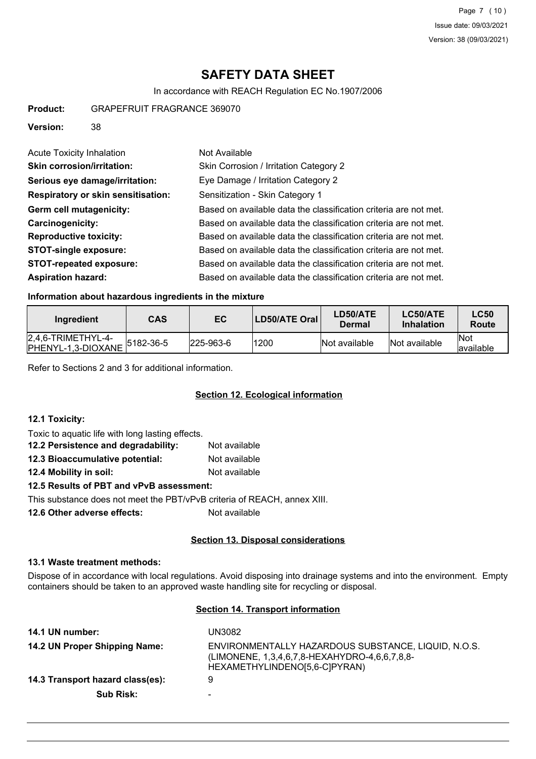# SAFETY DATA SHEET

In accordance with REACH Regulation EC No.1907/2006

**Product:** GRAPEFRUIT FRAGRANCE 369070

**Version:** 38

Acute Toxicity Inhalation: Not Available

**Skin corrosion/irritation:** Skin Corrosion / Irritation Category 2

**Serious eye damage/irritation:** Eye Damage / Irritation Category 2

**Respiratory or skin sensitisation:** Sensitization - Skin Category 1

**Germ cell mutagenicity:** Based on available data the classification criteria are not met.

**Carcinogenicity:** Based on available data the classification criteria are not met.

**Reproductive toxicity:** Based on available data the classification criteria are not met.

**STOT-single exposure:** Based on available data the classification criteria are not met.

**STOT-repeated exposure:** Based on available data the classification criteria are not met.

**Aspiration hazard:** Based on available data the classification criteria are not met.

### Information about hazardous ingredients in the mixture

| Ingredient | CAS | EC | LD50/ATE Oral | LD50/ATE Dermal | LC50/ATE Inhalation | LC50 Route |
|---|---|---|---|---|---|---|
| 2,4,6-TRIMETHYL-4-PHENYL-1,3-DIOXANE | 5182-36-5 | 225-963-6 | 1200 | Not available | Not available | Not available |

Refer to Sections 2 and 3 for additional information.

## Section 12. Ecological information

### 12.1 Toxicity:

Toxic to aquatic life with long lasting effects.

**12.2 Persistence and degradability:** Not available

**12.3 Bioaccumulative potential:** Not available

**12.4 Mobility in soil:** Not available

**12.5 Results of PBT and vPvB assessment:**

This substance does not meet the PBT/vPvB criteria of REACH, annex XIII.

**12.6 Other adverse effects:** Not available

## Section 13. Disposal considerations

### 13.1 Waste treatment methods:

Dispose of in accordance with local regulations. Avoid disposing into drainage systems and into the environment. Empty containers should be taken to an approved waste handling site for recycling or disposal.

## Section 14. Transport information

**14.1 UN number:** UN3082

**14.2 UN Proper Shipping Name:** ENVIRONMENTALLY HAZARDOUS SUBSTANCE, LIQUID, N.O.S. (LIMONENE, 1,3,4,6,7,8-HEXAHYDRO-4,6,6,7,8,8-HEXAMETHYLINDENO[5,6-C]PYRAN)

**14.3 Transport hazard class(es):** 9

**Sub Risk:** -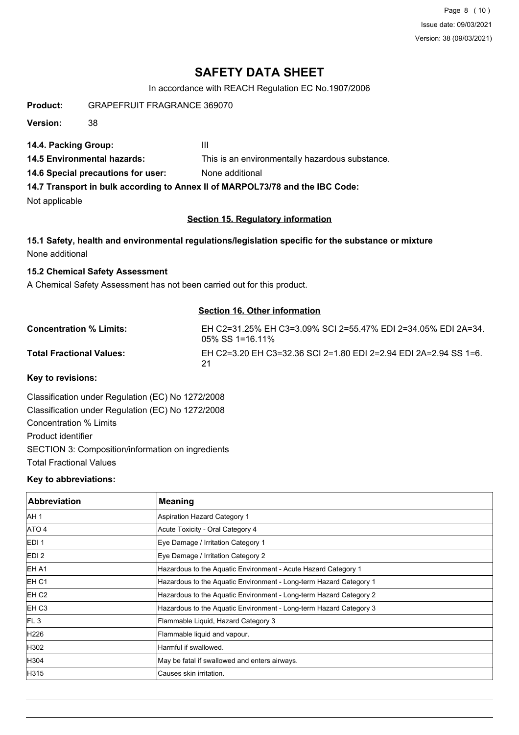# SAFETY DATA SHEET

In accordance with REACH Regulation EC No.1907/2006

**Product:** GRAPEFRUIT FRAGRANCE 369070

**Version:** 38

**14.4. Packing Group:** III

**14.5 Environmental hazards:** This is an environmentally hazardous substance.

**14.6 Special precautions for user:** None additional

**14.7 Transport in bulk according to Annex II of MARPOL73/78 and the IBC Code:**

Not applicable

## Section 15. Regulatory information

**15.1 Safety, health and environmental regulations/legislation specific for the substance or mixture**

None additional

**15.2 Chemical Safety Assessment**

A Chemical Safety Assessment has not been carried out for this product.

## Section 16. Other information

**Concentration % Limits:** EH C2=31.25% EH C3=3.09% SCI 2=55.47% EDI 2=34.05% EDI 2A=34.05% SS 1=16.11%

**Total Fractional Values:** EH C2=3.20 EH C3=32.36 SCI 2=1.80 EDI 2=2.94 EDI 2A=2.94 SS 1=6.21

**Key to revisions:**

Classification under Regulation (EC) No 1272/2008
Classification under Regulation (EC) No 1272/2008
Concentration % Limits
Product identifier
SECTION 3: Composition/information on ingredients
Total Fractional Values

**Key to abbreviations:**

| Abbreviation | Meaning |
|---|---|
| AH 1 | Aspiration Hazard Category 1 |
| ATO 4 | Acute Toxicity - Oral Category 4 |
| EDI 1 | Eye Damage / Irritation Category 1 |
| EDI 2 | Eye Damage / Irritation Category 2 |
| EH A1 | Hazardous to the Aquatic Environment - Acute Hazard Category 1 |
| EH C1 | Hazardous to the Aquatic Environment - Long-term Hazard Category 1 |
| EH C2 | Hazardous to the Aquatic Environment - Long-term Hazard Category 2 |
| EH C3 | Hazardous to the Aquatic Environment - Long-term Hazard Category 3 |
| FL 3 | Flammable Liquid, Hazard Category 3 |
| H226 | Flammable liquid and vapour. |
| H302 | Harmful if swallowed. |
| H304 | May be fatal if swallowed and enters airways. |
| H315 | Causes skin irritation. |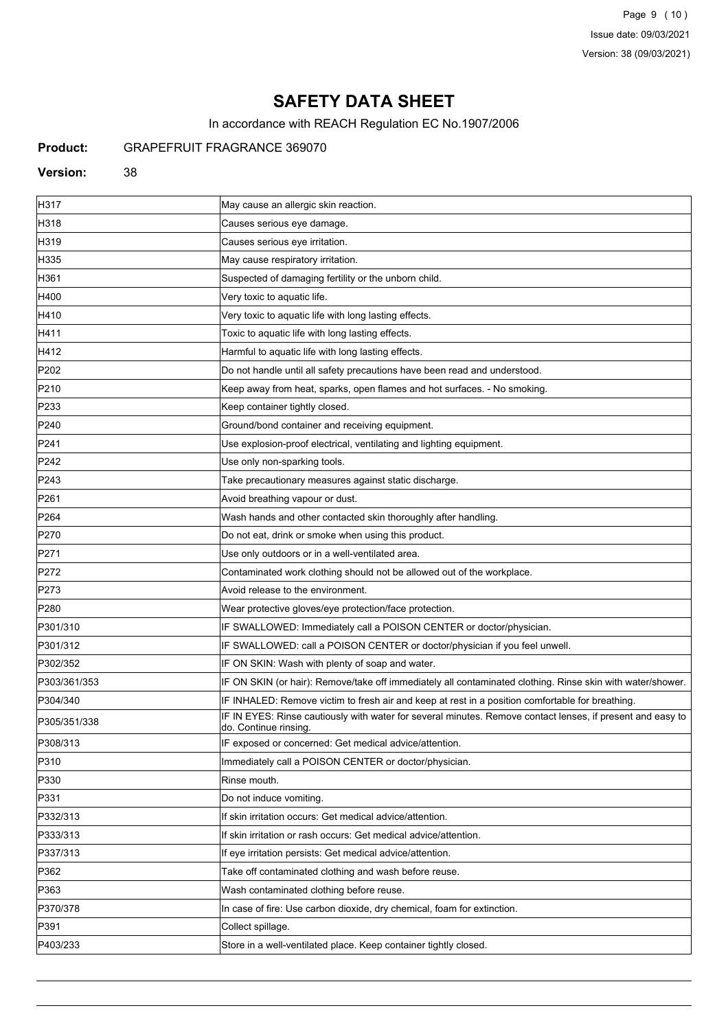# SAFETY DATA SHEET

In accordance with REACH Regulation EC No.1907/2006

**Product:** GRAPEFRUIT FRAGRANCE 369070

**Version:** 38

| | |
|---|---|
| H317 | May cause an allergic skin reaction. |
| H318 | Causes serious eye damage. |
| H319 | Causes serious eye irritation. |
| H335 | May cause respiratory irritation. |
| H361 | Suspected of damaging fertility or the unborn child. |
| H400 | Very toxic to aquatic life. |
| H410 | Very toxic to aquatic life with long lasting effects. |
| H411 | Toxic to aquatic life with long lasting effects. |
| H412 | Harmful to aquatic life with long lasting effects. |
| P202 | Do not handle until all safety precautions have been read and understood. |
| P210 | Keep away from heat, sparks, open flames and hot surfaces. - No smoking. |
| P233 | Keep container tightly closed. |
| P240 | Ground/bond container and receiving equipment. |
| P241 | Use explosion-proof electrical, ventilating and lighting equipment. |
| P242 | Use only non-sparking tools. |
| P243 | Take precautionary measures against static discharge. |
| P261 | Avoid breathing vapour or dust. |
| P264 | Wash hands and other contacted skin thoroughly after handling. |
| P270 | Do not eat, drink or smoke when using this product. |
| P271 | Use only outdoors or in a well-ventilated area. |
| P272 | Contaminated work clothing should not be allowed out of the workplace. |
| P273 | Avoid release to the environment. |
| P280 | Wear protective gloves/eye protection/face protection. |
| P301/310 | IF SWALLOWED: Immediately call a POISON CENTER or doctor/physician. |
| P301/312 | IF SWALLOWED: call a POISON CENTER or doctor/physician if you feel unwell. |
| P302/352 | IF ON SKIN: Wash with plenty of soap and water. |
| P303/361/353 | IF ON SKIN (or hair): Remove/take off immediately all contaminated clothing. Rinse skin with water/shower. |
| P304/340 | IF INHALED: Remove victim to fresh air and keep at rest in a position comfortable for breathing. |
| P305/351/338 | IF IN EYES: Rinse cautiously with water for several minutes. Remove contact lenses, if present and easy to do. Continue rinsing. |
| P308/313 | IF exposed or concerned: Get medical advice/attention. |
| P310 | Immediately call a POISON CENTER or doctor/physician. |
| P330 | Rinse mouth. |
| P331 | Do not induce vomiting. |
| P332/313 | If skin irritation occurs: Get medical advice/attention. |
| P333/313 | If skin irritation or rash occurs: Get medical advice/attention. |
| P337/313 | If eye irritation persists: Get medical advice/attention. |
| P362 | Take off contaminated clothing and wash before reuse. |
| P363 | Wash contaminated clothing before reuse. |
| P370/378 | In case of fire: Use carbon dioxide, dry chemical, foam for extinction. |
| P391 | Collect spillage. |
| P403/233 | Store in a well-ventilated place. Keep container tightly closed. |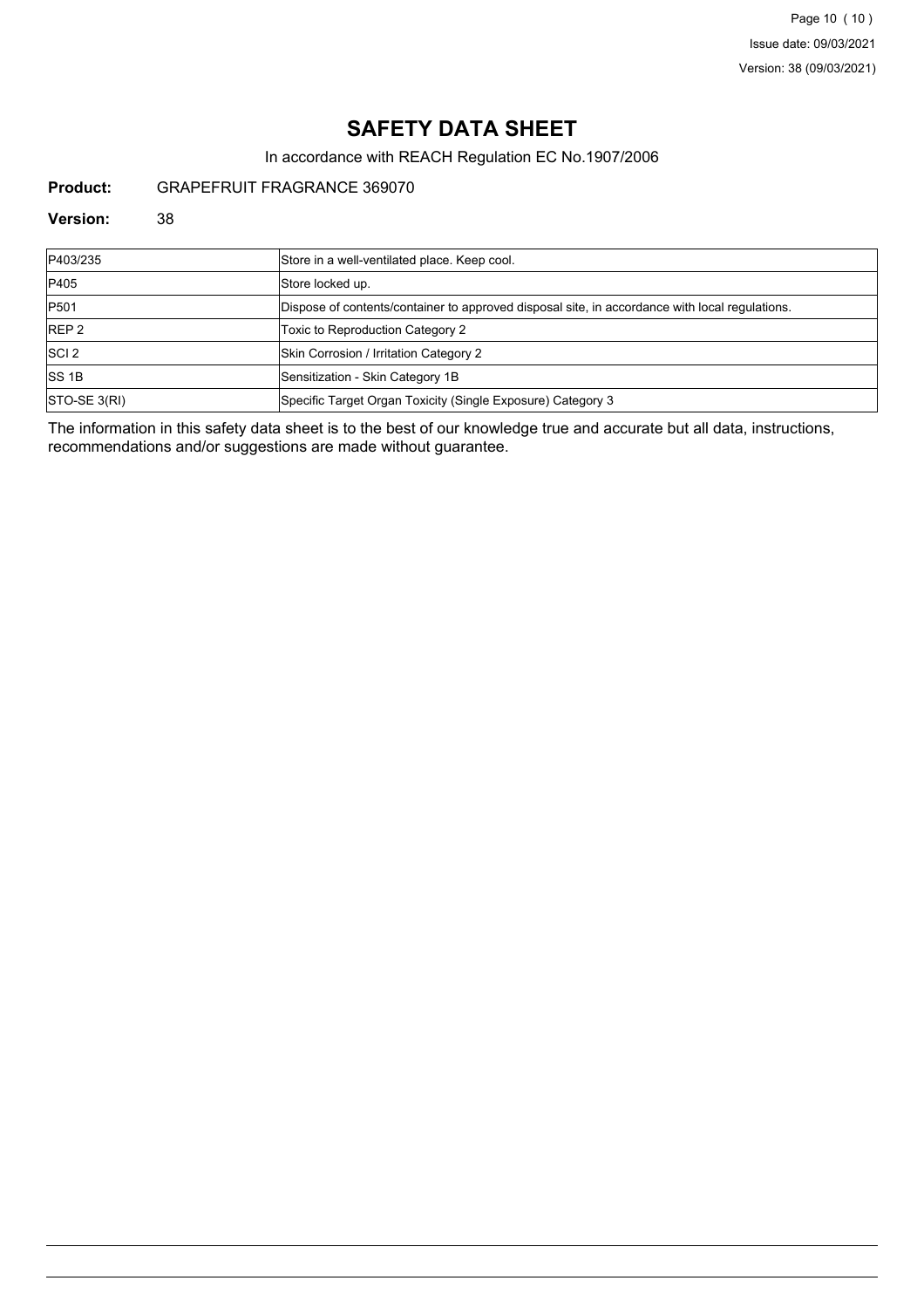# SAFETY DATA SHEET

In accordance with REACH Regulation EC No.1907/2006

**Product:** GRAPEFRUIT FRAGRANCE 369070

**Version:** 38

| | |
|---|---|
| P403/235 | Store in a well-ventilated place. Keep cool. |
| P405 | Store locked up. |
| P501 | Dispose of contents/container to approved disposal site, in accordance with local regulations. |
| REP 2 | Toxic to Reproduction Category 2 |
| SCI 2 | Skin Corrosion / Irritation Category 2 |
| SS 1B | Sensitization - Skin Category 1B |
| STO-SE 3(RI) | Specific Target Organ Toxicity (Single Exposure) Category 3 |

The information in this safety data sheet is to the best of our knowledge true and accurate but all data, instructions, recommendations and/or suggestions are made without guarantee.